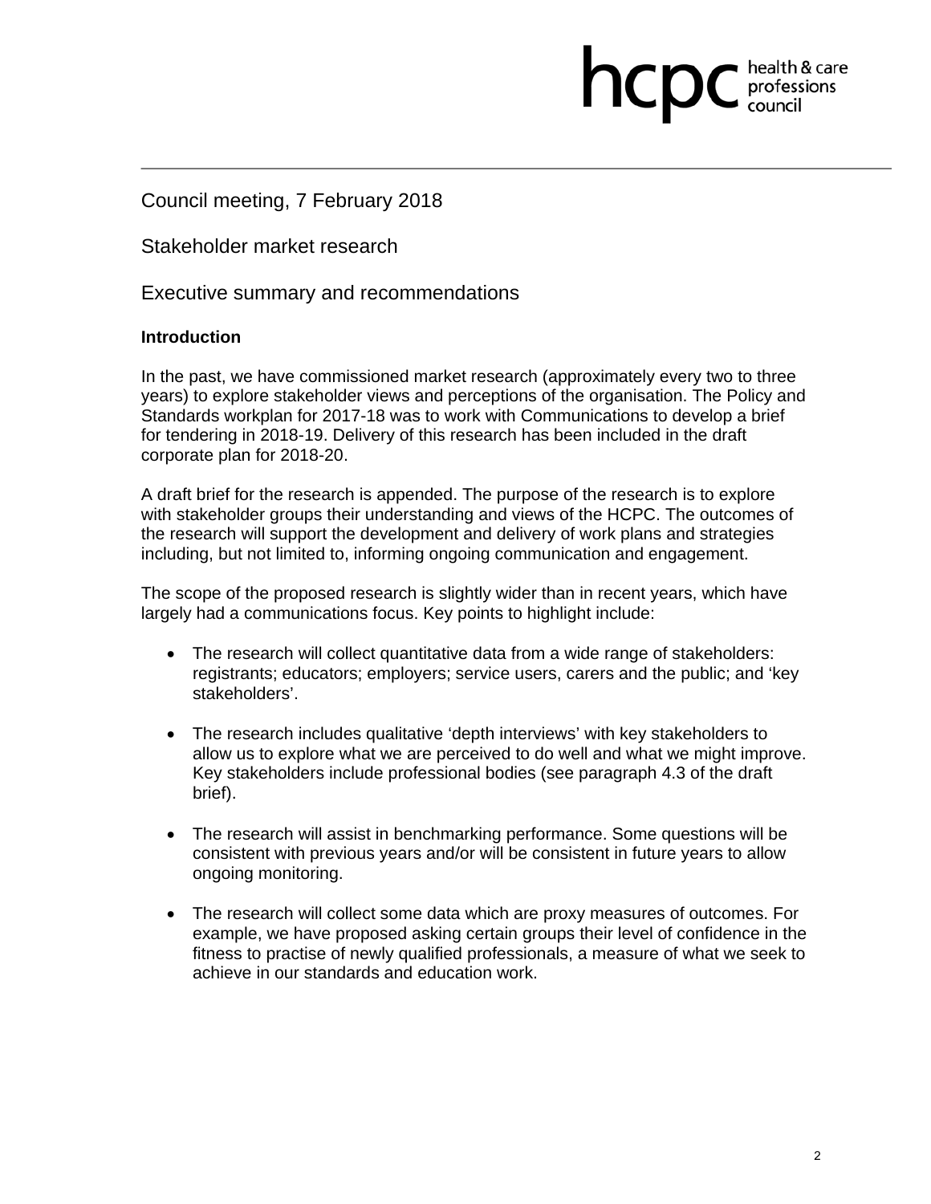hcpc health & care professions council

Council meeting, 7 February 2018

Stakeholder market research

Executive summary and recommendations

**Introduction**

In the past, we have commissioned market research (approximately every two to three years) to explore stakeholder views and perceptions of the organisation. The Policy and Standards workplan for 2017-18 was to work with Communications to develop a brief for tendering in 2018-19. Delivery of this research has been included in the draft corporate plan for 2018-20.

A draft brief for the research is appended. The purpose of the research is to explore with stakeholder groups their understanding and views of the HCPC. The outcomes of the research will support the development and delivery of work plans and strategies including, but not limited to, informing ongoing communication and engagement.

The scope of the proposed research is slightly wider than in recent years, which have largely had a communications focus. Key points to highlight include:

- The research will collect quantitative data from a wide range of stakeholders: registrants; educators; employers; service users, carers and the public; and 'key stakeholders'.

- The research includes qualitative 'depth interviews' with key stakeholders to allow us to explore what we are perceived to do well and what we might improve. Key stakeholders include professional bodies (see paragraph 4.3 of the draft brief).

- The research will assist in benchmarking performance. Some questions will be consistent with previous years and/or will be consistent in future years to allow ongoing monitoring.

- The research will collect some data which are proxy measures of outcomes. For example, we have proposed asking certain groups their level of confidence in the fitness to practise of newly qualified professionals, a measure of what we seek to achieve in our standards and education work.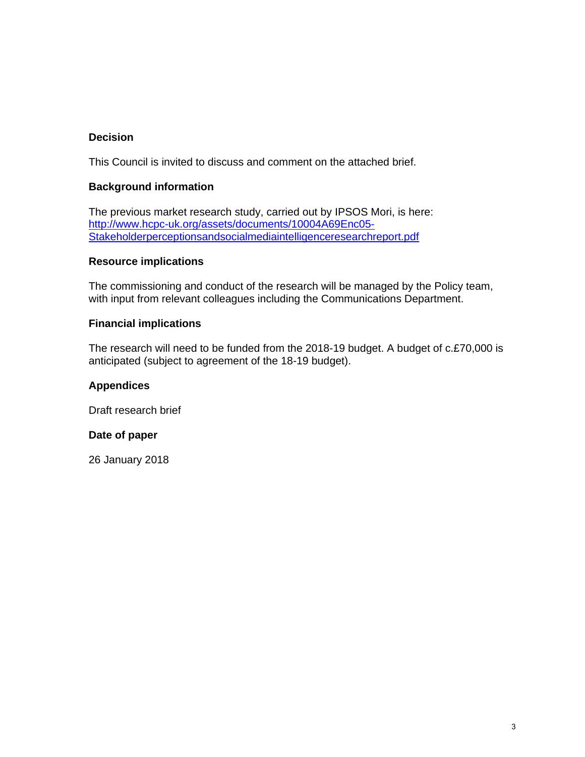**Decision**

This Council is invited to discuss and comment on the attached brief.

**Background information**

The previous market research study, carried out by IPSOS Mori, is here: [http://www.hcpc-uk.org/assets/documents/10004A69Enc05-Stakeholderperceptionsandsocialmediaintelligenceresearchreport.pdf](http://www.hcpc-uk.org/assets/documents/10004A69Enc05-Stakeholderperceptionsandsocialmediaintelligenceresearchreport.pdf)

**Resource implications**

The commissioning and conduct of the research will be managed by the Policy team, with input from relevant colleagues including the Communications Department.

**Financial implications**

The research will need to be funded from the 2018-19 budget. A budget of c.£70,000 is anticipated (subject to agreement of the 18-19 budget).

**Appendices**

Draft research brief

**Date of paper**

26 January 2018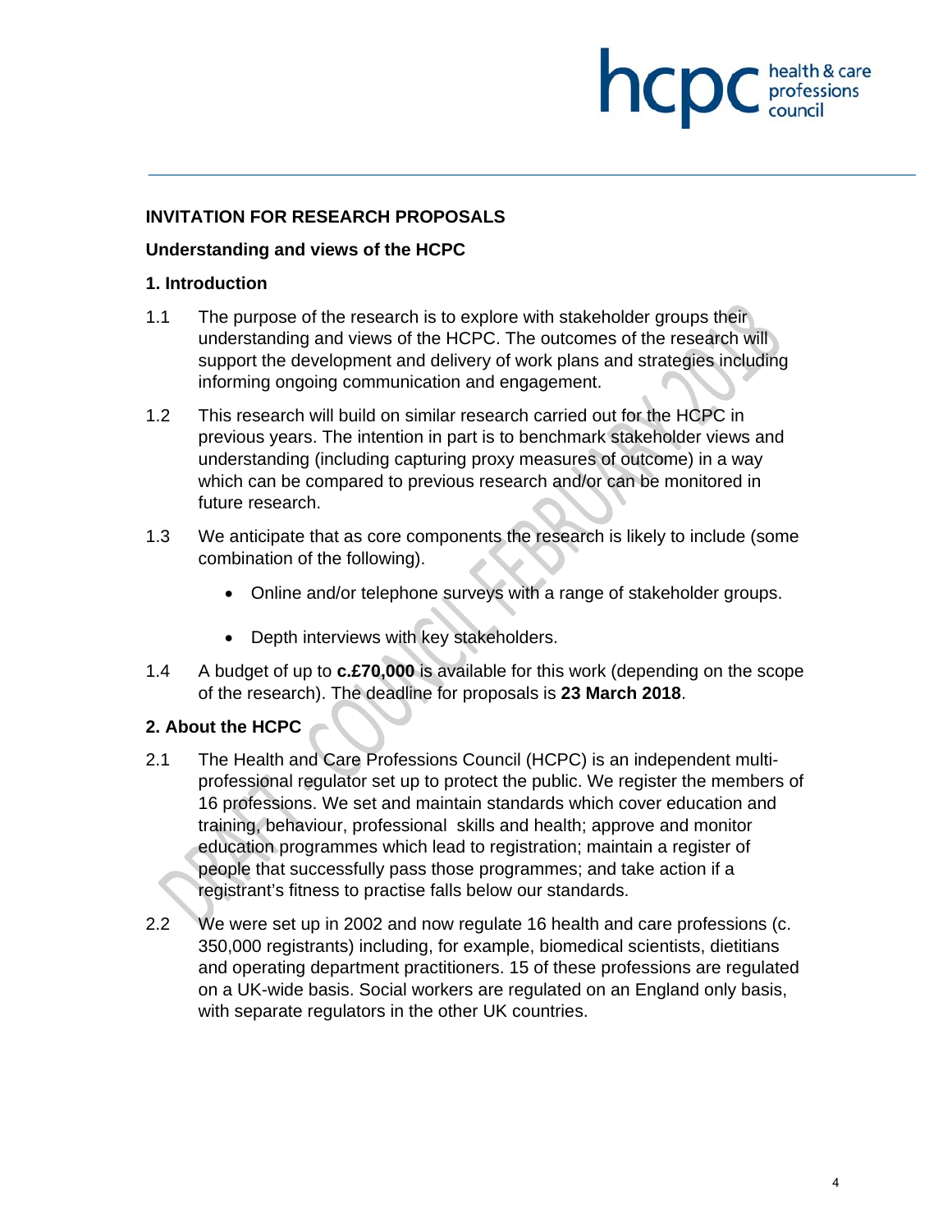**INVITATION FOR RESEARCH PROPOSALS**

**Understanding and views of the HCPC**

**1. Introduction**

1.1 The purpose of the research is to explore with stakeholder groups their understanding and views of the HCPC. The outcomes of the research will support the development and delivery of work plans and strategies including informing ongoing communication and engagement.

1.2 This research will build on similar research carried out for the HCPC in previous years. The intention in part is to benchmark stakeholder views and understanding (including capturing proxy measures of outcome) in a way which can be compared to previous research and/or can be monitored in future research.

1.3 We anticipate that as core components the research is likely to include (some combination of the following).

- Online and/or telephone surveys with a range of stakeholder groups.
- Depth interviews with key stakeholders.

1.4 A budget of up to **c.£70,000** is available for this work (depending on the scope of the research). The deadline for proposals is **23 March 2018**.

**2. About the HCPC**

2.1 The Health and Care Professions Council (HCPC) is an independent multi-professional regulator set up to protect the public. We register the members of 16 professions. We set and maintain standards which cover education and training, behaviour, professional skills and health; approve and monitor education programmes which lead to registration; maintain a register of people that successfully pass those programmes; and take action if a registrant's fitness to practise falls below our standards.

2.2 We were set up in 2002 and now regulate 16 health and care professions (c. 350,000 registrants) including, for example, biomedical scientists, dietitians and operating department practitioners. 15 of these professions are regulated on a UK-wide basis. Social workers are regulated on an England only basis, with separate regulators in the other UK countries.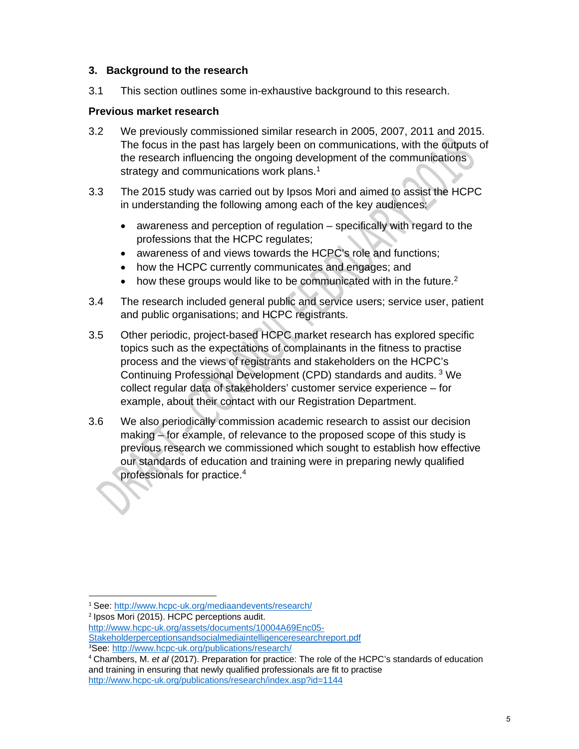## 3. Background to the research

3.1 This section outlines some in-exhaustive background to this research.

### Previous market research

3.2 We previously commissioned similar research in 2005, 2007, 2011 and 2015. The focus in the past has largely been on communications, with the outputs of the research influencing the ongoing development of the communications strategy and communications work plans.[1]

3.3 The 2015 study was carried out by Ipsos Mori and aimed to assist the HCPC in understanding the following among each of the key audiences:

- awareness and perception of regulation – specifically with regard to the professions that the HCPC regulates;
- awareness of and views towards the HCPC's role and functions;
- how the HCPC currently communicates and engages; and
- how these groups would like to be communicated with in the future.[2]

3.4 The research included general public and service users; service user, patient and public organisations; and HCPC registrants.

3.5 Other periodic, project-based HCPC market research has explored specific topics such as the expectations of complainants in the fitness to practise process and the views of registrants and stakeholders on the HCPC's Continuing Professional Development (CPD) standards and audits.[3] We collect regular data of stakeholders' customer service experience – for example, about their contact with our Registration Department.

3.6 We also periodically commission academic research to assist our decision making – for example, of relevance to the proposed scope of this study is previous research we commissioned which sought to establish how effective our standards of education and training were in preparing newly qualified professionals for practice.[4]

---

[1] See: http://www.hcpc-uk.org/mediaandevents/research/

[2] Ipsos Mori (2015). HCPC perceptions audit. http://www.hcpc-uk.org/assets/documents/10004A69Enc05-Stakeholderperceptionsandsocialmediaintelligenceresearchreport.pdf

[3] See: http://www.hcpc-uk.org/publications/research/

[4] Chambers, M. *et al* (2017). Preparation for practice: The role of the HCPC's standards of education and training in ensuring that newly qualified professionals are fit to practise http://www.hcpc-uk.org/publications/research/index.asp?id=1144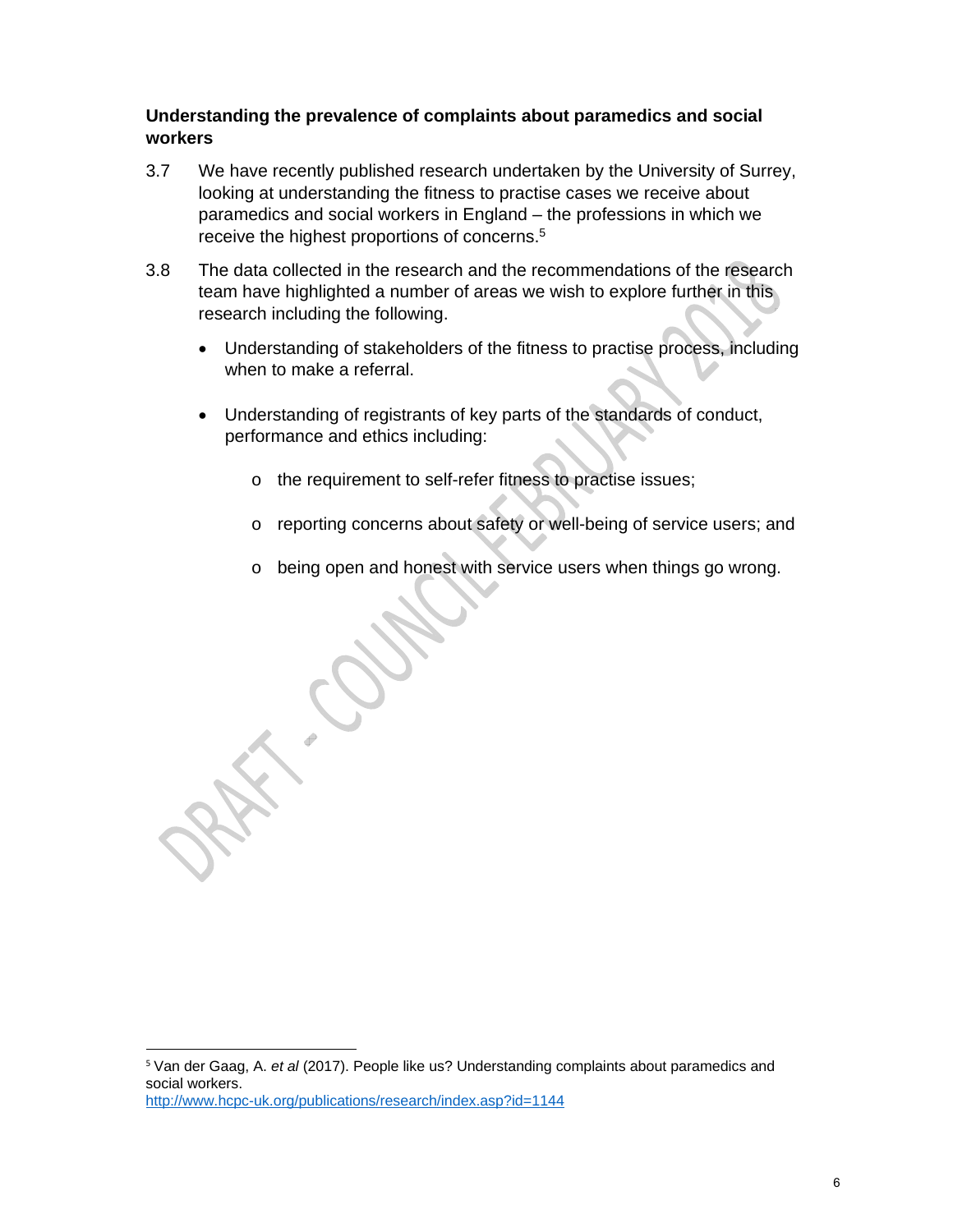**Understanding the prevalence of complaints about paramedics and social workers**

3.7 We have recently published research undertaken by the University of Surrey, looking at understanding the fitness to practise cases we receive about paramedics and social workers in England – the professions in which we receive the highest proportions of concerns.[5]

3.8 The data collected in the research and the recommendations of the research team have highlighted a number of areas we wish to explore further in this research including the following.

- Understanding of stakeholders of the fitness to practise process, including when to make a referral.
- Understanding of registrants of key parts of the standards of conduct, performance and ethics including:
  - the requirement to self-refer fitness to practise issues;
  - reporting concerns about safety or well-being of service users; and
  - being open and honest with service users when things go wrong.

---

[5] Van der Gaag, A. *et al* (2017). People like us? Understanding complaints about paramedics and social workers.
http://www.hcpc-uk.org/publications/research/index.asp?id=1144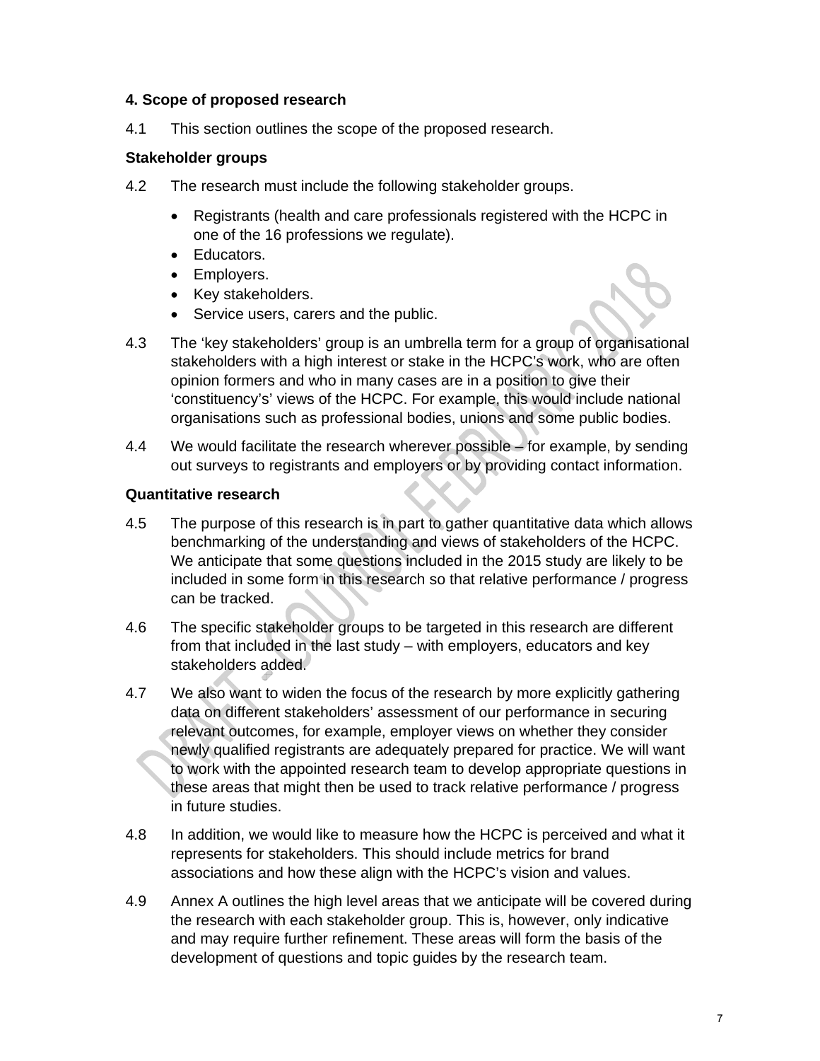### 4. Scope of proposed research

4.1 This section outlines the scope of the proposed research.

#### Stakeholder groups

4.2 The research must include the following stakeholder groups.

- Registrants (health and care professionals registered with the HCPC in one of the 16 professions we regulate).
- Educators.
- Employers.
- Key stakeholders.
- Service users, carers and the public.

4.3 The 'key stakeholders' group is an umbrella term for a group of organisational stakeholders with a high interest or stake in the HCPC's work, who are often opinion formers and who in many cases are in a position to give their 'constituency's' views of the HCPC. For example, this would include national organisations such as professional bodies, unions and some public bodies.

4.4 We would facilitate the research wherever possible – for example, by sending out surveys to registrants and employers or by providing contact information.

#### Quantitative research

4.5 The purpose of this research is in part to gather quantitative data which allows benchmarking of the understanding and views of stakeholders of the HCPC. We anticipate that some questions included in the 2015 study are likely to be included in some form in this research so that relative performance / progress can be tracked.

4.6 The specific stakeholder groups to be targeted in this research are different from that included in the last study – with employers, educators and key stakeholders added.

4.7 We also want to widen the focus of the research by more explicitly gathering data on different stakeholders' assessment of our performance in securing relevant outcomes, for example, employer views on whether they consider newly qualified registrants are adequately prepared for practice. We will want to work with the appointed research team to develop appropriate questions in these areas that might then be used to track relative performance / progress in future studies.

4.8 In addition, we would like to measure how the HCPC is perceived and what it represents for stakeholders. This should include metrics for brand associations and how these align with the HCPC's vision and values.

4.9 Annex A outlines the high level areas that we anticipate will be covered during the research with each stakeholder group. This is, however, only indicative and may require further refinement. These areas will form the basis of the development of questions and topic guides by the research team.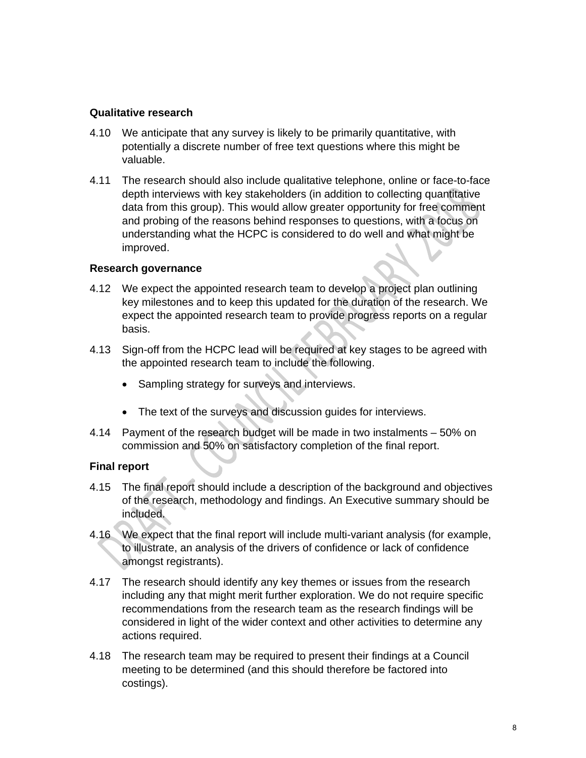**Qualitative research**

4.10 We anticipate that any survey is likely to be primarily quantitative, with potentially a discrete number of free text questions where this might be valuable.

4.11 The research should also include qualitative telephone, online or face-to-face depth interviews with key stakeholders (in addition to collecting quantitative data from this group). This would allow greater opportunity for free comment and probing of the reasons behind responses to questions, with a focus on understanding what the HCPC is considered to do well and what might be improved.

**Research governance**

4.12 We expect the appointed research team to develop a project plan outlining key milestones and to keep this updated for the duration of the research. We expect the appointed research team to provide progress reports on a regular basis.

4.13 Sign-off from the HCPC lead will be required at key stages to be agreed with the appointed research team to include the following.

- Sampling strategy for surveys and interviews.
- The text of the surveys and discussion guides for interviews.

4.14 Payment of the research budget will be made in two instalments – 50% on commission and 50% on satisfactory completion of the final report.

**Final report**

4.15 The final report should include a description of the background and objectives of the research, methodology and findings. An Executive summary should be included.

4.16 We expect that the final report will include multi-variant analysis (for example, to illustrate, an analysis of the drivers of confidence or lack of confidence amongst registrants).

4.17 The research should identify any key themes or issues from the research including any that might merit further exploration. We do not require specific recommendations from the research team as the research findings will be considered in light of the wider context and other activities to determine any actions required.

4.18 The research team may be required to present their findings at a Council meeting to be determined (and this should therefore be factored into costings).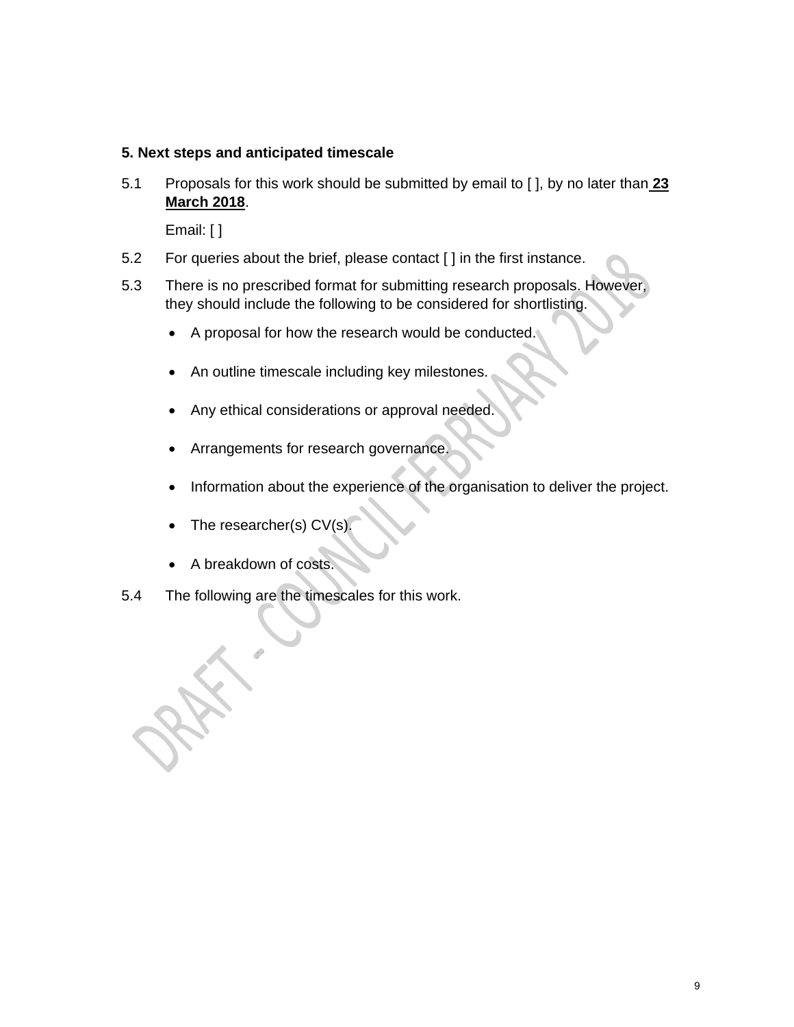## 5. Next steps and anticipated timescale

5.1 Proposals for this work should be submitted by email to [ ], by no later than **23 March 2018**.

Email: [ ]

5.2 For queries about the brief, please contact [ ] in the first instance.

5.3 There is no prescribed format for submitting research proposals. However, they should include the following to be considered for shortlisting.

- A proposal for how the research would be conducted.
- An outline timescale including key milestones.
- Any ethical considerations or approval needed.
- Arrangements for research governance.
- Information about the experience of the organisation to deliver the project.
- The researcher(s) CV(s).
- A breakdown of costs.

5.4 The following are the timescales for this work.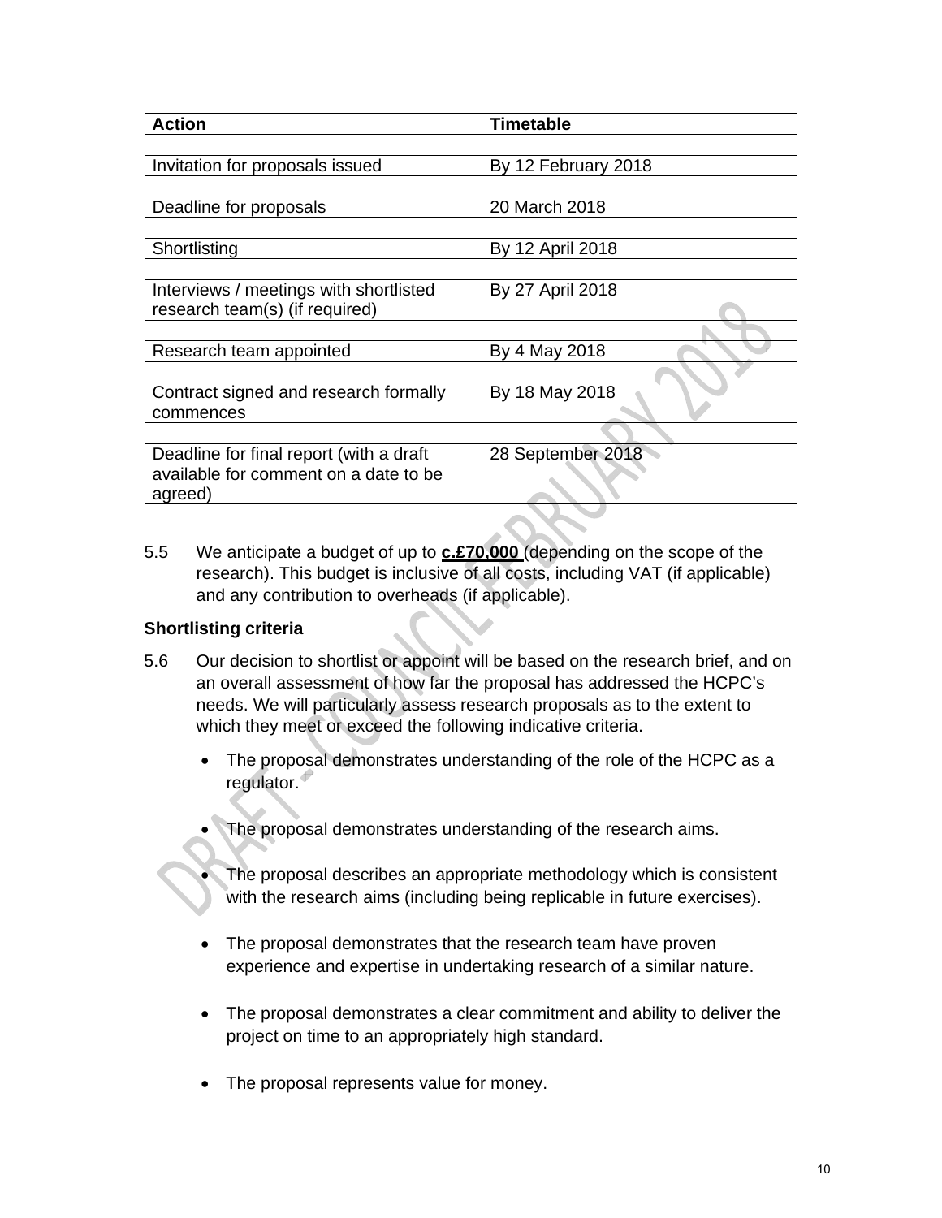| Action | Timetable |
|---|---|
| | |
| Invitation for proposals issued | By 12 February 2018 |
| | |
| Deadline for proposals | 20 March 2018 |
| | |
| Shortlisting | By 12 April 2018 |
| | |
| Interviews / meetings with shortlisted research team(s) (if required) | By 27 April 2018 |
| | |
| Research team appointed | By 4 May 2018 |
| | |
| Contract signed and research formally commences | By 18 May 2018 |
| | |
| Deadline for final report (with a draft available for comment on a date to be agreed) | 28 September 2018 |

5.5 We anticipate a budget of up to **c.£70,000** (depending on the scope of the research). This budget is inclusive of all costs, including VAT (if applicable) and any contribution to overheads (if applicable).

**Shortlisting criteria**

5.6 Our decision to shortlist or appoint will be based on the research brief, and on an overall assessment of how far the proposal has addressed the HCPC's needs. We will particularly assess research proposals as to the extent to which they meet or exceed the following indicative criteria.

- The proposal demonstrates understanding of the role of the HCPC as a regulator.
- The proposal demonstrates understanding of the research aims.
- The proposal describes an appropriate methodology which is consistent with the research aims (including being replicable in future exercises).
- The proposal demonstrates that the research team have proven experience and expertise in undertaking research of a similar nature.
- The proposal demonstrates a clear commitment and ability to deliver the project on time to an appropriately high standard.
- The proposal represents value for money.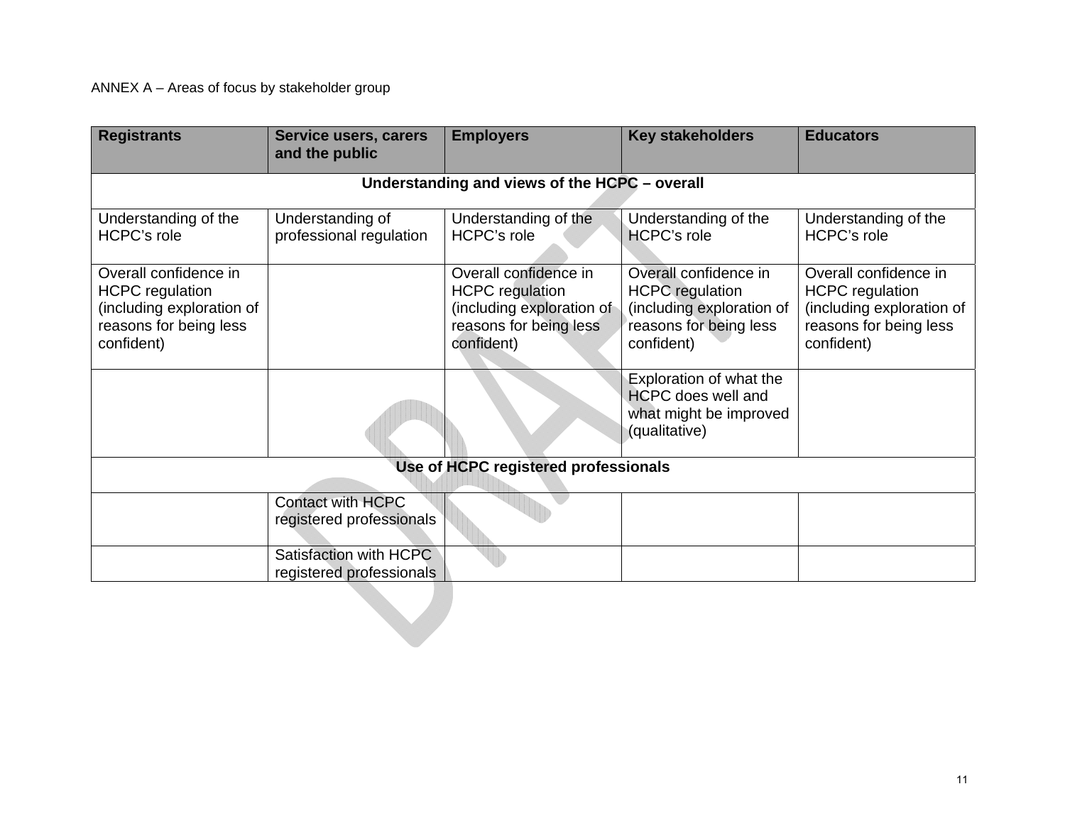ANNEX A – Areas of focus by stakeholder group

| Registrants | Service users, carers and the public | Employers | Key stakeholders | Educators |
|---|---|---|---|---|
| **Understanding and views of the HCPC – overall** | | | | |
| Understanding of the HCPC's role | Understanding of professional regulation | Understanding of the HCPC's role | Understanding of the HCPC's role | Understanding of the HCPC's role |
| Overall confidence in HCPC regulation (including exploration of reasons for being less confident) | | Overall confidence in HCPC regulation (including exploration of reasons for being less confident) | Overall confidence in HCPC regulation (including exploration of reasons for being less confident) | Overall confidence in HCPC regulation (including exploration of reasons for being less confident) |
| | | | Exploration of what the HCPC does well and what might be improved (qualitative) | |
| **Use of HCPC registered professionals** | | | | |
| | Contact with HCPC registered professionals | | | |
| | Satisfaction with HCPC registered professionals | | | |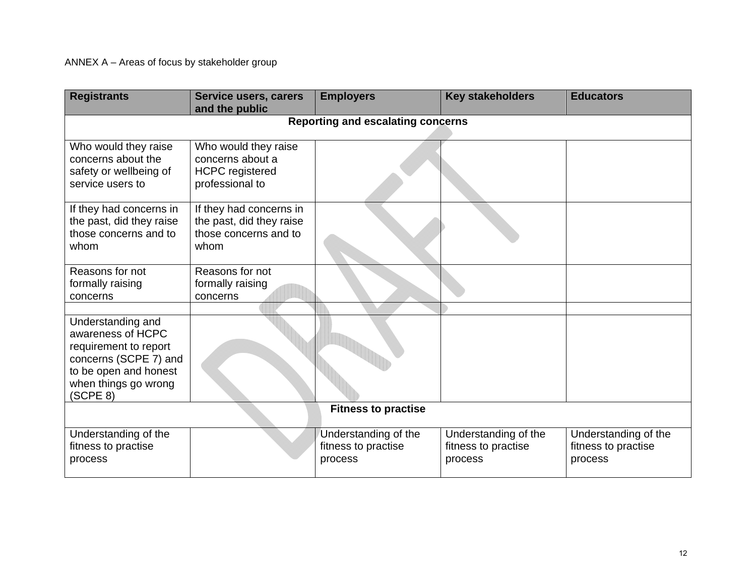ANNEX A – Areas of focus by stakeholder group

| Registrants | Service users, carers and the public | Employers | Key stakeholders | Educators |
|---|---|---|---|---|
| **Reporting and escalating concerns** | | | | |
| Who would they raise concerns about the safety or wellbeing of service users to | Who would they raise concerns about a HCPC registered professional to | | | |
| If they had concerns in the past, did they raise those concerns and to whom | If they had concerns in the past, did they raise those concerns and to whom | | | |
| Reasons for not formally raising concerns | Reasons for not formally raising concerns | | | |
| | | | | |
| Understanding and awareness of HCPC requirement to report concerns (SCPE 7) and to be open and honest when things go wrong (SCPE 8) | | | | |
| **Fitness to practise** | | | | |
| Understanding of the fitness to practise process | | Understanding of the fitness to practise process | Understanding of the fitness to practise process | Understanding of the fitness to practise process |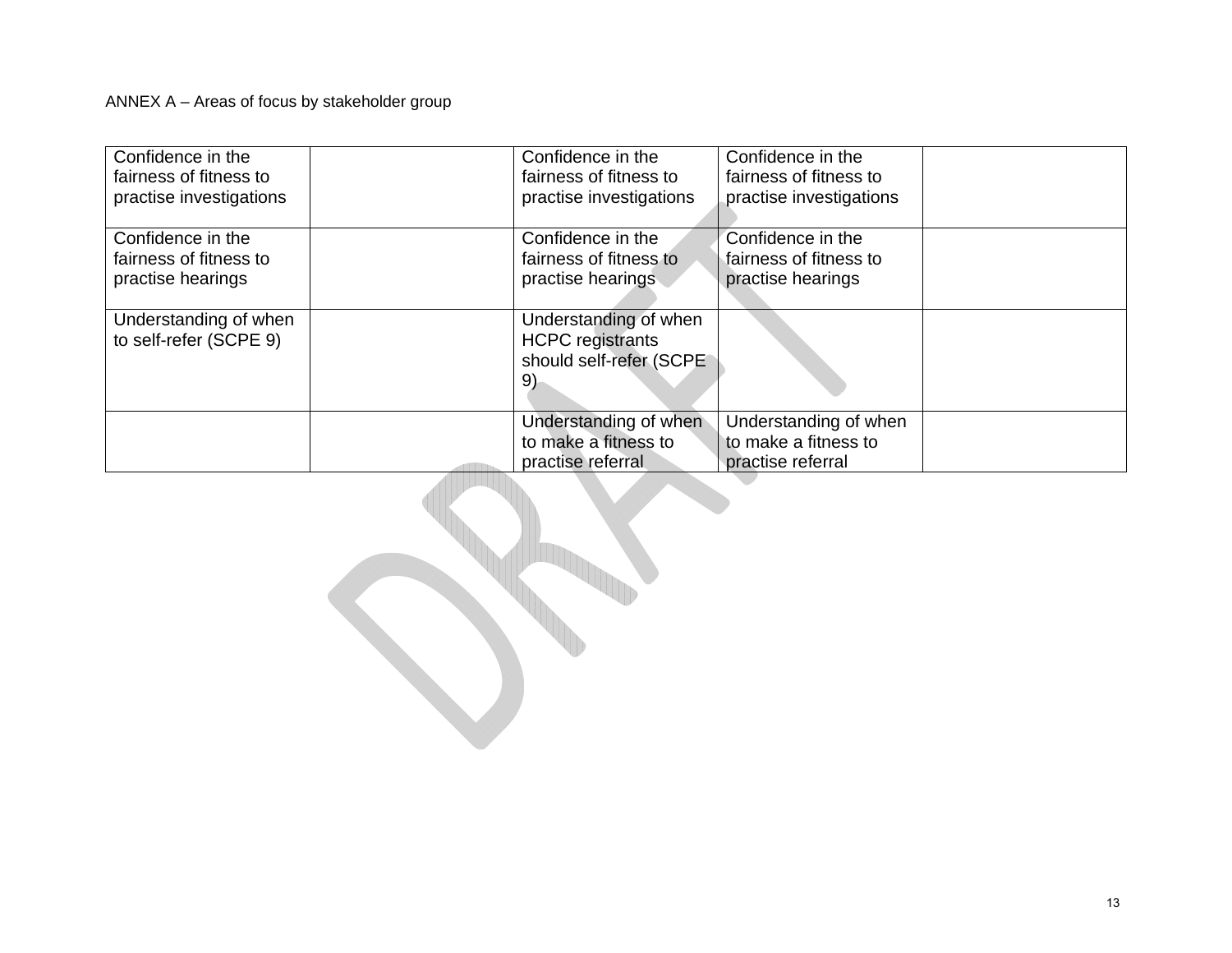ANNEX A – Areas of focus by stakeholder group

| | | | | |
|---|---|---|---|---|
| Confidence in the fairness of fitness to practise investigations | | Confidence in the fairness of fitness to practise investigations | Confidence in the fairness of fitness to practise investigations | |
| Confidence in the fairness of fitness to practise hearings | | Confidence in the fairness of fitness to practise hearings | Confidence in the fairness of fitness to practise hearings | |
| Understanding of when to self-refer (SCPE 9) | | Understanding of when HCPC registrants should self-refer (SCPE 9) | | |
| | | Understanding of when to make a fitness to practise referral | Understanding of when to make a fitness to practise referral | |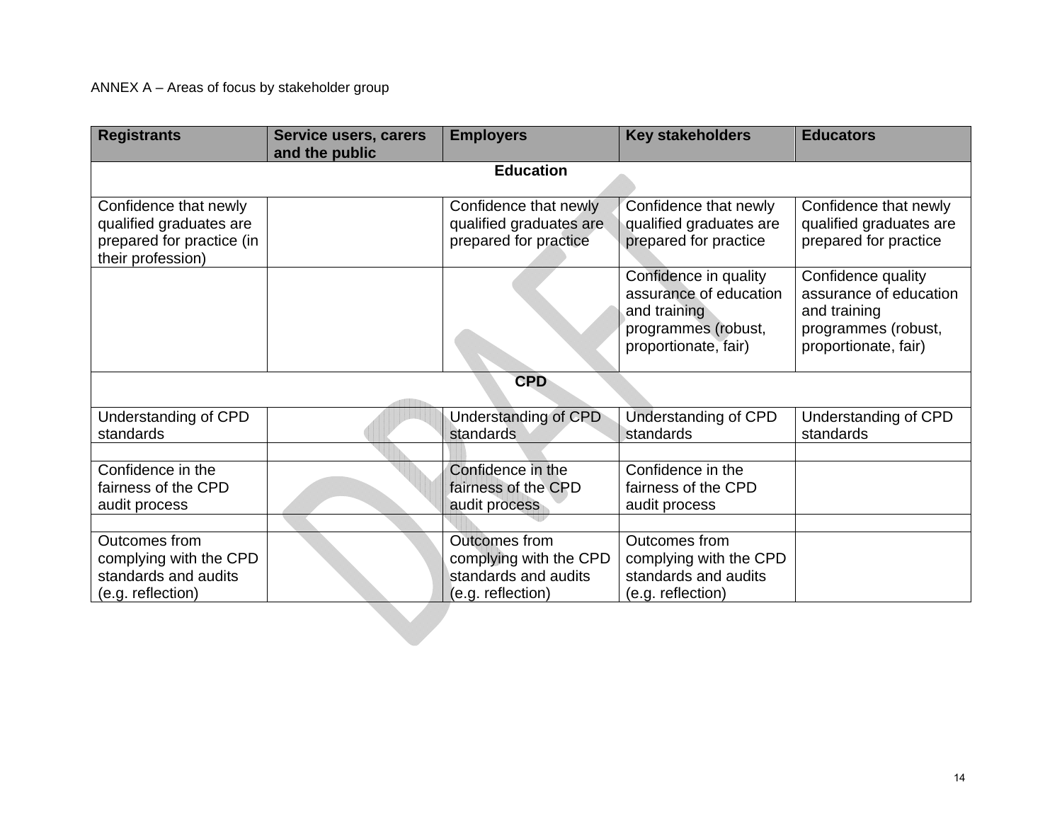ANNEX A – Areas of focus by stakeholder group

| Registrants | Service users, carers and the public | Employers | Key stakeholders | Educators |
|---|---|---|---|---|
| | | **Education** | | |
| Confidence that newly qualified graduates are prepared for practice (in their profession) | | Confidence that newly qualified graduates are prepared for practice | Confidence that newly qualified graduates are prepared for practice | Confidence that newly qualified graduates are prepared for practice |
| | | | Confidence in quality assurance of education and training programmes (robust, proportionate, fair) | Confidence quality assurance of education and training programmes (robust, proportionate, fair) |
| | | **CPD** | | |
| Understanding of CPD standards | | Understanding of CPD standards | Understanding of CPD standards | Understanding of CPD standards |
| | | | | |
| Confidence in the fairness of the CPD audit process | | Confidence in the fairness of the CPD audit process | Confidence in the fairness of the CPD audit process | |
| | | | | |
| Outcomes from complying with the CPD standards and audits (e.g. reflection) | | Outcomes from complying with the CPD standards and audits (e.g. reflection) | Outcomes from complying with the CPD standards and audits (e.g. reflection) | |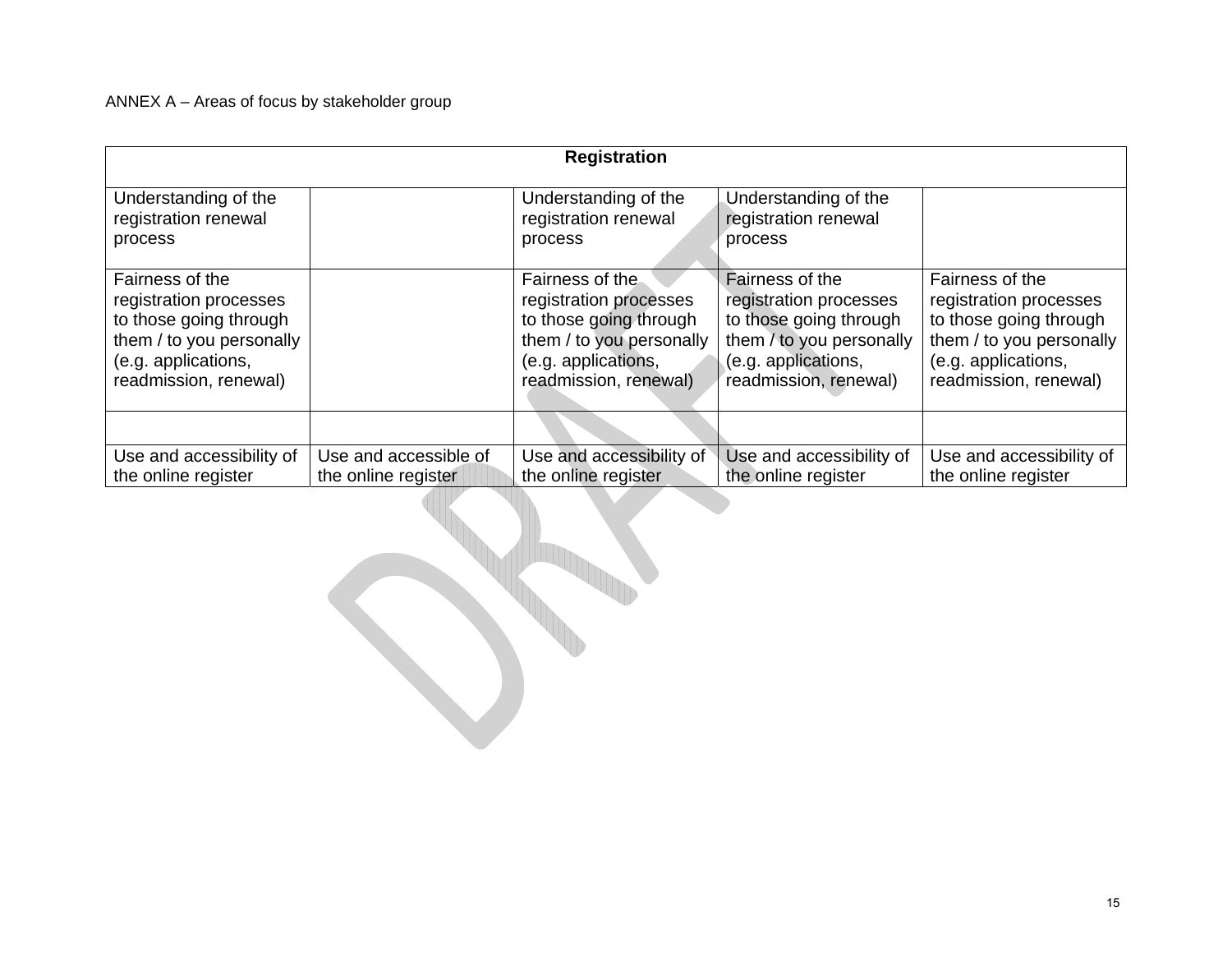ANNEX A – Areas of focus by stakeholder group

| Registration | | | | |
|---|---|---|---|---|
| Understanding of the registration renewal process | | Understanding of the registration renewal process | Understanding of the registration renewal process | |
| Fairness of the registration processes to those going through them / to you personally (e.g. applications, readmission, renewal) | | Fairness of the registration processes to those going through them / to you personally (e.g. applications, readmission, renewal) | Fairness of the registration processes to those going through them / to you personally (e.g. applications, readmission, renewal) | Fairness of the registration processes to those going through them / to you personally (e.g. applications, readmission, renewal) |
| | | | | |
| Use and accessibility of the online register | Use and accessible of the online register | Use and accessibility of the online register | Use and accessibility of the online register | Use and accessibility of the online register |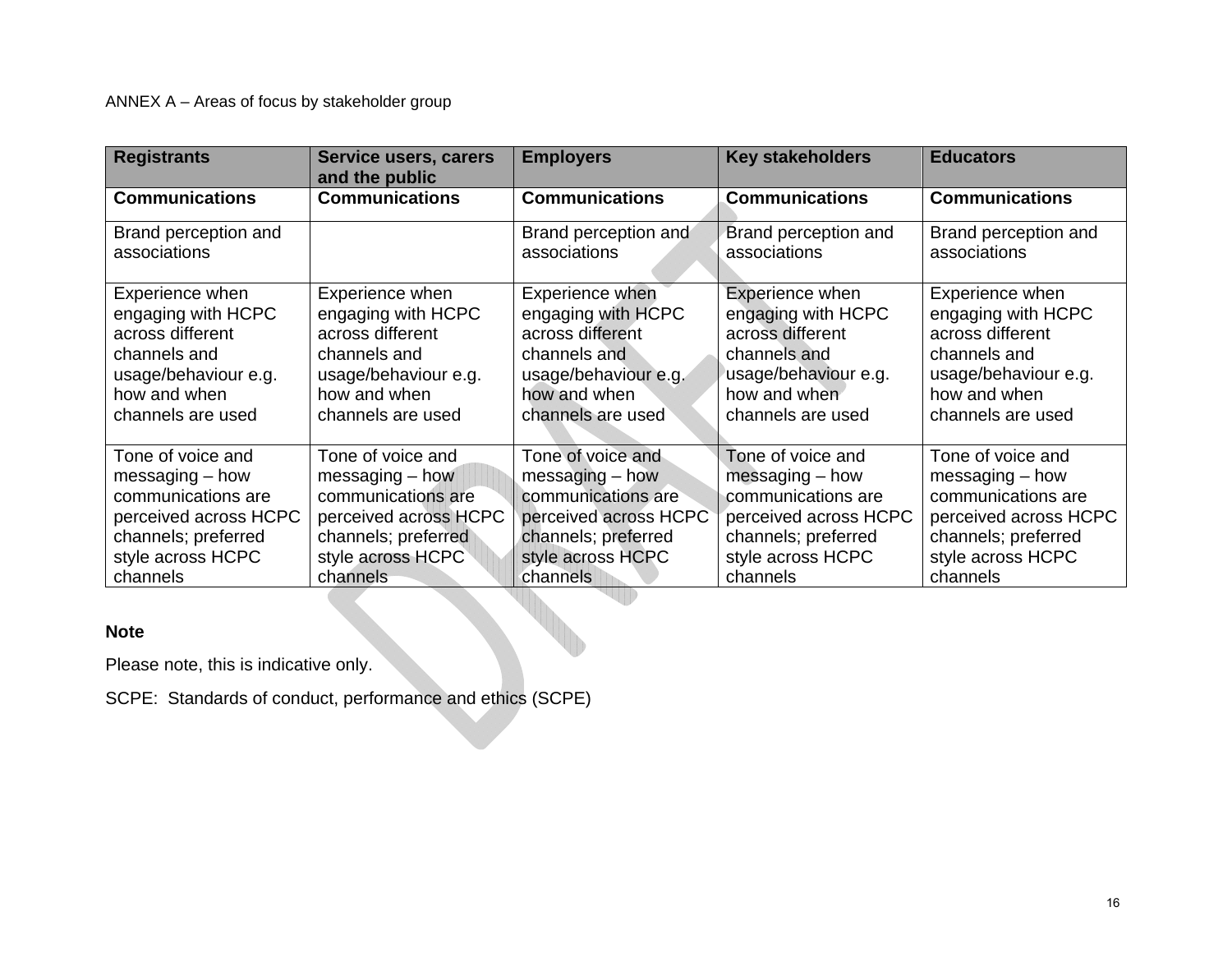ANNEX A – Areas of focus by stakeholder group

| Registrants | Service users, carers and the public | Employers | Key stakeholders | Educators |
|---|---|---|---|---|
| **Communications** | **Communications** | **Communications** | **Communications** | **Communications** |
| Brand perception and associations | | Brand perception and associations | Brand perception and associations | Brand perception and associations |
| Experience when engaging with HCPC across different channels and usage/behaviour e.g. how and when channels are used | Experience when engaging with HCPC across different channels and usage/behaviour e.g. how and when channels are used | Experience when engaging with HCPC across different channels and usage/behaviour e.g. how and when channels are used | Experience when engaging with HCPC across different channels and usage/behaviour e.g. how and when channels are used | Experience when engaging with HCPC across different channels and usage/behaviour e.g. how and when channels are used |
| Tone of voice and messaging – how communications are perceived across HCPC channels; preferred style across HCPC channels | Tone of voice and messaging – how communications are perceived across HCPC channels; preferred style across HCPC channels | Tone of voice and messaging – how communications are perceived across HCPC channels; preferred style across HCPC channels | Tone of voice and messaging – how communications are perceived across HCPC channels; preferred style across HCPC channels | Tone of voice and messaging – how communications are perceived across HCPC channels; preferred style across HCPC channels |

**Note**

Please note, this is indicative only.

SCPE: Standards of conduct, performance and ethics (SCPE)